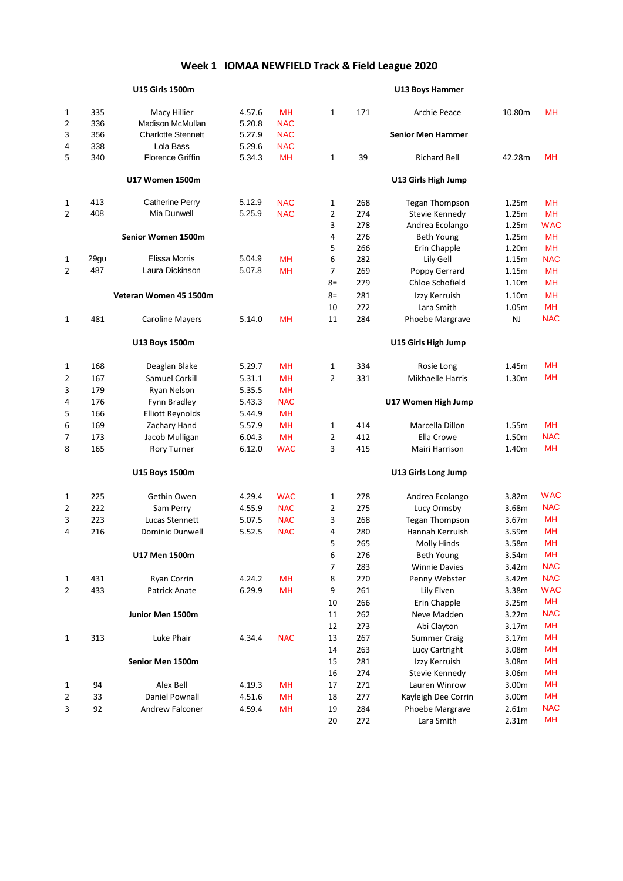# Week 1 IOMAA NEWFIELD Track & Field League 2020

### U15 Girls 1500m

| Pos | No. | Name | Time | Club |
|---|---|---|---|---|
| 1 | 335 | Macy Hillier | 4.57.6 | MH |
| 2 | 336 | Madison McMullan | 5.20.8 | NAC |
| 3 | 356 | Charlotte Stennett | 5.27.9 | NAC |
| 4 | 338 | Lola Bass | 5.29.6 | NAC |
| 5 | 340 | Florence Griffin | 5.34.3 | MH |

### U17 Women 1500m

| Pos | No. | Name | Time | Club |
|---|---|---|---|---|
| 1 | 413 | Catherine Perry | 5.12.9 | NAC |
| 2 | 408 | Mia Dunwell | 5.25.9 | NAC |

### Senior Women 1500m

| Pos | No. | Name | Time | Club |
|---|---|---|---|---|
| 1 | 29gu | Elissa Morris | 5.04.9 | MH |
| 2 | 487 | Laura Dickinson | 5.07.8 | MH |

### Veteran Women 45 1500m

| Pos | No. | Name | Time | Club |
|---|---|---|---|---|
| 1 | 481 | Caroline Mayers | 5.14.0 | MH |

### U13 Boys 1500m

| Pos | No. | Name | Time | Club |
|---|---|---|---|---|
| 1 | 168 | Deaglan Blake | 5.29.7 | MH |
| 2 | 167 | Samuel Corkill | 5.31.1 | MH |
| 3 | 179 | Ryan Nelson | 5.35.5 | MH |
| 4 | 176 | Fynn Bradley | 5.43.3 | NAC |
| 5 | 166 | Elliott Reynolds | 5.44.9 | MH |
| 6 | 169 | Zachary Hand | 5.57.9 | MH |
| 7 | 173 | Jacob Mulligan | 6.04.3 | MH |
| 8 | 165 | Rory Turner | 6.12.0 | WAC |

### U15 Boys 1500m

| Pos | No. | Name | Time | Club |
|---|---|---|---|---|
| 1 | 225 | Gethin Owen | 4.29.4 | WAC |
| 2 | 222 | Sam Perry | 4.55.9 | NAC |
| 3 | 223 | Lucas Stennett | 5.07.5 | NAC |
| 4 | 216 | Dominic Dunwell | 5.52.5 | NAC |

### U17 Men 1500m

| Pos | No. | Name | Time | Club |
|---|---|---|---|---|
| 1 | 431 | Ryan Corrin | 4.24.2 | MH |
| 2 | 433 | Patrick Anate | 6.29.9 | MH |

### Junior Men 1500m

| Pos | No. | Name | Time | Club |
|---|---|---|---|---|
| 1 | 313 | Luke Phair | 4.34.4 | NAC |

### Senior Men 1500m

| Pos | No. | Name | Time | Club |
|---|---|---|---|---|
| 1 | 94 | Alex Bell | 4.19.3 | MH |
| 2 | 33 | Daniel Pownall | 4.51.6 | MH |
| 3 | 92 | Andrew Falconer | 4.59.4 | MH |

### U13 Boys Hammer

| Pos | No. | Name | Distance | Club |
|---|---|---|---|---|
| 1 | 171 | Archie Peace | 10.80m | MH |

### Senior Men Hammer

| Pos | No. | Name | Distance | Club |
|---|---|---|---|---|
| 1 | 39 | Richard Bell | 42.28m | MH |

### U13 Girls High Jump

| Pos | No. | Name | Height | Club |
|---|---|---|---|---|
| 1 | 268 | Tegan Thompson | 1.25m | MH |
| 2 | 274 | Stevie Kennedy | 1.25m | MH |
| 3 | 278 | Andrea Ecolango | 1.25m | WAC |
| 4 | 276 | Beth Young | 1.25m | MH |
| 5 | 266 | Erin Chapple | 1.20m | MH |
| 6 | 282 | Lily Gell | 1.15m | NAC |
| 7 | 269 | Poppy Gerrard | 1.15m | MH |
| 8= | 279 | Chloe Schofield | 1.10m | MH |
| 8= | 281 | Izzy Kerruish | 1.10m | MH |
| 10 | 272 | Lara Smith | 1.05m | MH |
| 11 | 284 | Phoebe Margrave | NJ | NAC |

### U15 Girls High Jump

| Pos | No. | Name | Height | Club |
|---|---|---|---|---|
| 1 | 334 | Rosie Long | 1.45m | MH |
| 2 | 331 | Mikhaelle Harris | 1.30m | MH |

### U17 Women High Jump

| Pos | No. | Name | Height | Club |
|---|---|---|---|---|
| 1 | 414 | Marcella Dillon | 1.55m | MH |
| 2 | 412 | Ella Crowe | 1.50m | NAC |
| 3 | 415 | Mairi Harrison | 1.40m | MH |

### U13 Girls Long Jump

| Pos | No. | Name | Distance | Club |
|---|---|---|---|---|
| 1 | 278 | Andrea Ecolango | 3.82m | WAC |
| 2 | 275 | Lucy Ormsby | 3.68m | NAC |
| 3 | 268 | Tegan Thompson | 3.67m | MH |
| 4 | 280 | Hannah Kerruish | 3.59m | MH |
| 5 | 265 | Molly Hinds | 3.58m | MH |
| 6 | 276 | Beth Young | 3.54m | MH |
| 7 | 283 | Winnie Davies | 3.42m | NAC |
| 8 | 270 | Penny Webster | 3.42m | NAC |
| 9 | 261 | Lily Elven | 3.38m | WAC |
| 10 | 266 | Erin Chapple | 3.25m | MH |
| 11 | 262 | Neve Madden | 3.22m | NAC |
| 12 | 273 | Abi Clayton | 3.17m | MH |
| 13 | 267 | Summer Craig | 3.17m | MH |
| 14 | 263 | Lucy Cartright | 3.08m | MH |
| 15 | 281 | Izzy Kerruish | 3.08m | MH |
| 16 | 274 | Stevie Kennedy | 3.06m | MH |
| 17 | 271 | Lauren Winrow | 3.00m | MH |
| 18 | 277 | Kayleigh Dee Corrin | 3.00m | MH |
| 19 | 284 | Phoebe Margrave | 2.61m | NAC |
| 20 | 272 | Lara Smith | 2.31m | MH |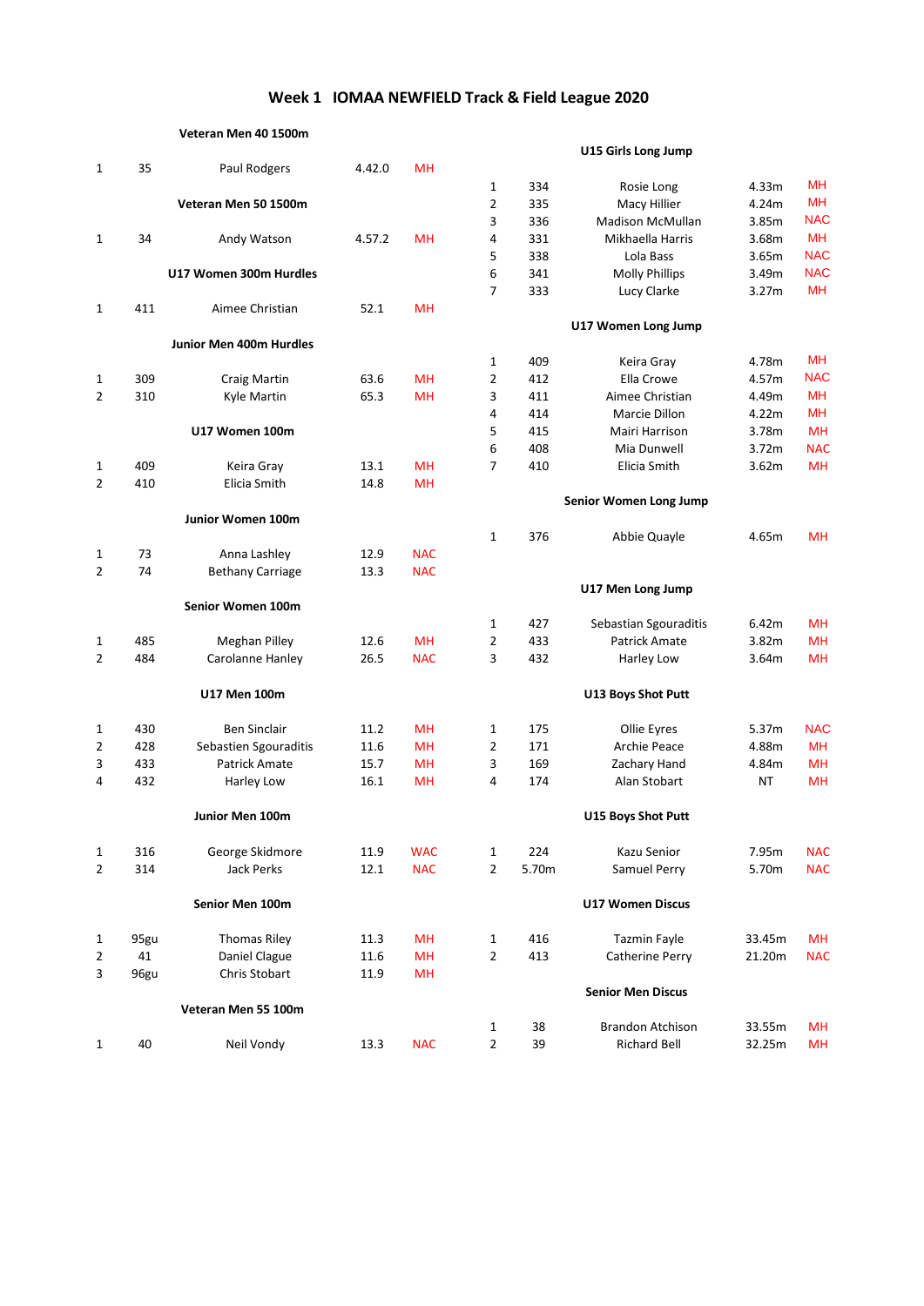## Week 1 IOMAA NEWFIELD Track & Field League 2020

### Veteran Men 40 1500m

| | | | | |
|---|---|---|---|---|
| 1 | 35 | Paul Rodgers | 4.42.0 | MH |

### Veteran Men 50 1500m

| | | | | |
|---|---|---|---|---|
| 1 | 34 | Andy Watson | 4.57.2 | MH |

### U17 Women 300m Hurdles

| | | | | |
|---|---|---|---|---|
| 1 | 411 | Aimee Christian | 52.1 | MH |

### Junior Men 400m Hurdles

| | | | | |
|---|---|---|---|---|
| 1 | 309 | Craig Martin | 63.6 | MH |
| 2 | 310 | Kyle Martin | 65.3 | MH |

### U17 Women 100m

| | | | | |
|---|---|---|---|---|
| 1 | 409 | Keira Gray | 13.1 | MH |
| 2 | 410 | Elicia Smith | 14.8 | MH |

### Junior Women 100m

| | | | | |
|---|---|---|---|---|
| 1 | 73 | Anna Lashley | 12.9 | NAC |
| 2 | 74 | Bethany Carriage | 13.3 | NAC |

### Senior Women 100m

| | | | | |
|---|---|---|---|---|
| 1 | 485 | Meghan Pilley | 12.6 | MH |
| 2 | 484 | Carolanne Hanley | 26.5 | NAC |

### U17 Men 100m

| | | | | |
|---|---|---|---|---|
| 1 | 430 | Ben Sinclair | 11.2 | MH |
| 2 | 428 | Sebastien Sgouraditis | 11.6 | MH |
| 3 | 433 | Patrick Amate | 15.7 | MH |
| 4 | 432 | Harley Low | 16.1 | MH |

### Junior Men 100m

| | | | | |
|---|---|---|---|---|
| 1 | 316 | George Skidmore | 11.9 | WAC |
| 2 | 314 | Jack Perks | 12.1 | NAC |

### Senior Men 100m

| | | | | |
|---|---|---|---|---|
| 1 | 95gu | Thomas Riley | 11.3 | MH |
| 2 | 41 | Daniel Clague | 11.6 | MH |
| 3 | 96gu | Chris Stobart | 11.9 | MH |

### Veteran Men 55 100m

| | | | | |
|---|---|---|---|---|
| 1 | 40 | Neil Vondy | 13.3 | NAC |

### U15 Girls Long Jump

| | | | | |
|---|---|---|---|---|
| 1 | 334 | Rosie Long | 4.33m | MH |
| 2 | 335 | Macy Hillier | 4.24m | MH |
| 3 | 336 | Madison McMullan | 3.85m | NAC |
| 4 | 331 | Mikhaella Harris | 3.68m | MH |
| 5 | 338 | Lola Bass | 3.65m | NAC |
| 6 | 341 | Molly Phillips | 3.49m | NAC |
| 7 | 333 | Lucy Clarke | 3.27m | MH |

### U17 Women Long Jump

| | | | | |
|---|---|---|---|---|
| 1 | 409 | Keira Gray | 4.78m | MH |
| 2 | 412 | Ella Crowe | 4.57m | NAC |
| 3 | 411 | Aimee Christian | 4.49m | MH |
| 4 | 414 | Marcie Dillon | 4.22m | MH |
| 5 | 415 | Mairi Harrison | 3.78m | MH |
| 6 | 408 | Mia Dunwell | 3.72m | NAC |
| 7 | 410 | Elicia Smith | 3.62m | MH |

### Senior Women Long Jump

| | | | | |
|---|---|---|---|---|
| 1 | 376 | Abbie Quayle | 4.65m | MH |

### U17 Men Long Jump

| | | | | |
|---|---|---|---|---|
| 1 | 427 | Sebastian Sgouraditis | 6.42m | MH |
| 2 | 433 | Patrick Amate | 3.82m | MH |
| 3 | 432 | Harley Low | 3.64m | MH |

### U13 Boys Shot Putt

| | | | | |
|---|---|---|---|---|
| 1 | 175 | Ollie Eyres | 5.37m | NAC |
| 2 | 171 | Archie Peace | 4.88m | MH |
| 3 | 169 | Zachary Hand | 4.84m | MH |
| 4 | 174 | Alan Stobart | NT | MH |

### U15 Boys Shot Putt

| | | | | |
|---|---|---|---|---|
| 1 | 224 | Kazu Senior | 7.95m | NAC |
| 2 | 5.70m | Samuel Perry | 5.70m | NAC |

### U17 Women Discus

| | | | | |
|---|---|---|---|---|
| 1 | 416 | Tazmin Fayle | 33.45m | MH |
| 2 | 413 | Catherine Perry | 21.20m | NAC |

### Senior Men Discus

| | | | | |
|---|---|---|---|---|
| 1 | 38 | Brandon Atchison | 33.55m | MH |
| 2 | 39 | Richard Bell | 32.25m | MH |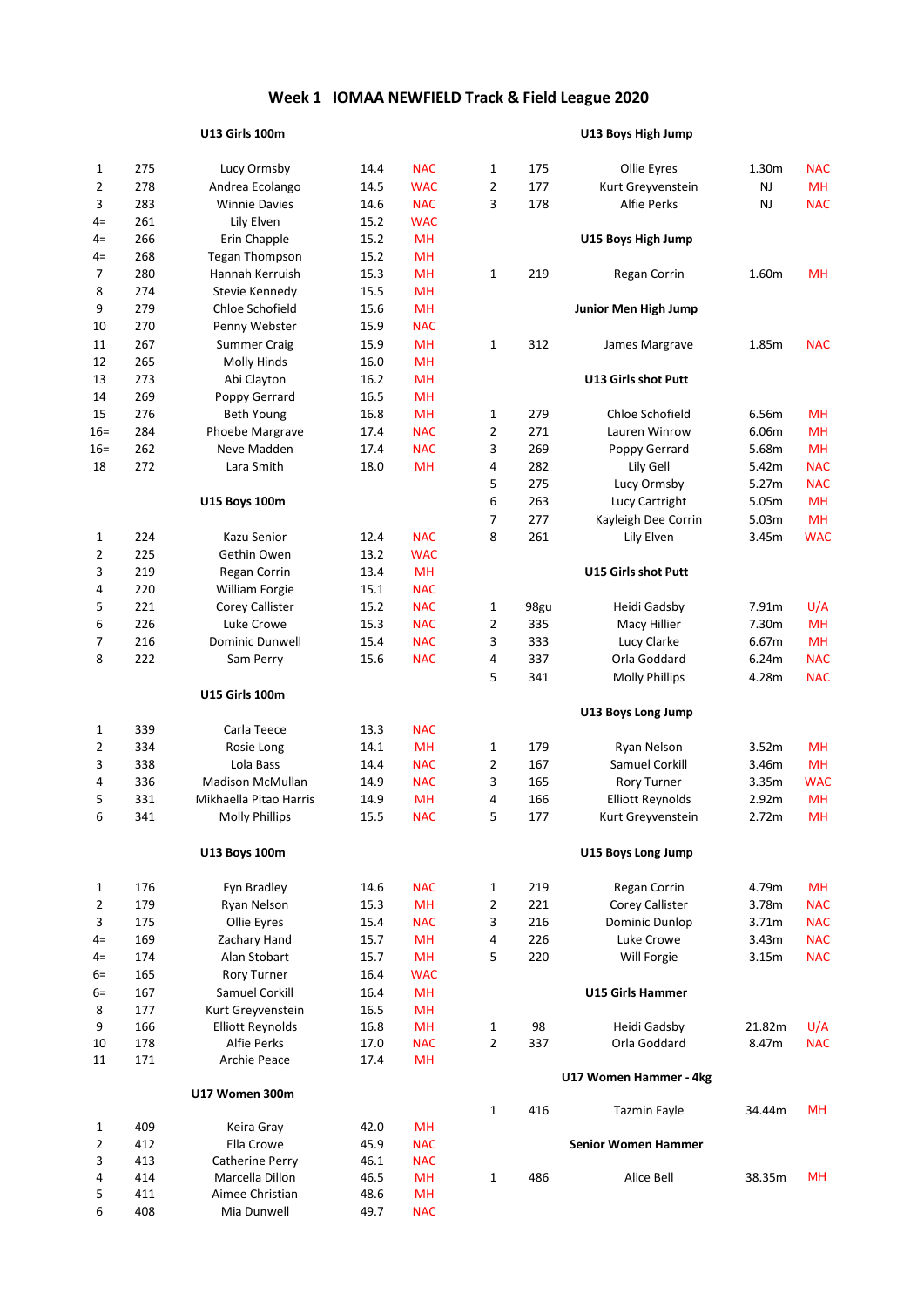# Week 1 IOMAA NEWFIELD Track & Field League 2020

### U13 Girls 100m

| | | | | |
|---|---|---|---|---|
| 1 | 275 | Lucy Ormsby | 14.4 | NAC |
| 2 | 278 | Andrea Ecolango | 14.5 | WAC |
| 3 | 283 | Winnie Davies | 14.6 | NAC |
| 4= | 261 | Lily Elven | 15.2 | WAC |
| 4= | 266 | Erin Chapple | 15.2 | MH |
| 4= | 268 | Tegan Thompson | 15.2 | MH |
| 7 | 280 | Hannah Kerruish | 15.3 | MH |
| 8 | 274 | Stevie Kennedy | 15.5 | MH |
| 9 | 279 | Chloe Schofield | 15.6 | MH |
| 10 | 270 | Penny Webster | 15.9 | NAC |
| 11 | 267 | Summer Craig | 15.9 | MH |
| 12 | 265 | Molly Hinds | 16.0 | MH |
| 13 | 273 | Abi Clayton | 16.2 | MH |
| 14 | 269 | Poppy Gerrard | 16.5 | MH |
| 15 | 276 | Beth Young | 16.8 | MH |
| 16= | 284 | Phoebe Margrave | 17.4 | NAC |
| 16= | 262 | Neve Madden | 17.4 | NAC |
| 18 | 272 | Lara Smith | 18.0 | MH |

### U15 Boys 100m

| | | | | |
|---|---|---|---|---|
| 1 | 224 | Kazu Senior | 12.4 | NAC |
| 2 | 225 | Gethin Owen | 13.2 | WAC |
| 3 | 219 | Regan Corrin | 13.4 | MH |
| 4 | 220 | William Forgie | 15.1 | NAC |
| 5 | 221 | Corey Callister | 15.2 | NAC |
| 6 | 226 | Luke Crowe | 15.3 | NAC |
| 7 | 216 | Dominic Dunwell | 15.4 | NAC |
| 8 | 222 | Sam Perry | 15.6 | NAC |

### U15 Girls 100m

| | | | | |
|---|---|---|---|---|
| 1 | 339 | Carla Teece | 13.3 | NAC |
| 2 | 334 | Rosie Long | 14.1 | MH |
| 3 | 338 | Lola Bass | 14.4 | NAC |
| 4 | 336 | Madison McMullan | 14.9 | NAC |
| 5 | 331 | Mikhaella Pitao Harris | 14.9 | MH |
| 6 | 341 | Molly Phillips | 15.5 | NAC |

### U13 Boys 100m

| | | | | |
|---|---|---|---|---|
| 1 | 176 | Fyn Bradley | 14.6 | NAC |
| 2 | 179 | Ryan Nelson | 15.3 | MH |
| 3 | 175 | Ollie Eyres | 15.4 | NAC |
| 4= | 169 | Zachary Hand | 15.7 | MH |
| 4= | 174 | Alan Stobart | 15.7 | MH |
| 6= | 165 | Rory Turner | 16.4 | WAC |
| 6= | 167 | Samuel Corkill | 16.4 | MH |
| 8 | 177 | Kurt Greyvenstein | 16.5 | MH |
| 9 | 166 | Elliott Reynolds | 16.8 | MH |
| 10 | 178 | Alfie Perks | 17.0 | NAC |
| 11 | 171 | Archie Peace | 17.4 | MH |

### U17 Women 300m

| | | | | |
|---|---|---|---|---|
| 1 | 409 | Keira Gray | 42.0 | MH |
| 2 | 412 | Ella Crowe | 45.9 | NAC |
| 3 | 413 | Catherine Perry | 46.1 | NAC |
| 4 | 414 | Marcella Dillon | 46.5 | MH |
| 5 | 411 | Aimee Christian | 48.6 | MH |
| 6 | 408 | Mia Dunwell | 49.7 | NAC |

### U13 Boys High Jump

| | | | | |
|---|---|---|---|---|
| 1 | 175 | Ollie Eyres | 1.30m | NAC |
| 2 | 177 | Kurt Greyvenstein | NJ | MH |
| 3 | 178 | Alfie Perks | NJ | NAC |

### U15 Boys High Jump

| | | | | |
|---|---|---|---|---|
| 1 | 219 | Regan Corrin | 1.60m | MH |

### Junior Men High Jump

| | | | | |
|---|---|---|---|---|
| 1 | 312 | James Margrave | 1.85m | NAC |

### U13 Girls shot Putt

| | | | | |
|---|---|---|---|---|
| 1 | 279 | Chloe Schofield | 6.56m | MH |
| 2 | 271 | Lauren Winrow | 6.06m | MH |
| 3 | 269 | Poppy Gerrard | 5.68m | MH |
| 4 | 282 | Lily Gell | 5.42m | NAC |
| 5 | 275 | Lucy Ormsby | 5.27m | NAC |
| 6 | 263 | Lucy Cartright | 5.05m | MH |
| 7 | 277 | Kayleigh Dee Corrin | 5.03m | MH |
| 8 | 261 | Lily Elven | 3.45m | WAC |

### U15 Girls shot Putt

| | | | | |
|---|---|---|---|---|
| 1 | 98gu | Heidi Gadsby | 7.91m | U/A |
| 2 | 335 | Macy Hillier | 7.30m | MH |
| 3 | 333 | Lucy Clarke | 6.67m | MH |
| 4 | 337 | Orla Goddard | 6.24m | NAC |
| 5 | 341 | Molly Phillips | 4.28m | NAC |

### U13 Boys Long Jump

| | | | | |
|---|---|---|---|---|
| 1 | 179 | Ryan Nelson | 3.52m | MH |
| 2 | 167 | Samuel Corkill | 3.46m | MH |
| 3 | 165 | Rory Turner | 3.35m | WAC |
| 4 | 166 | Elliott Reynolds | 2.92m | MH |
| 5 | 177 | Kurt Greyvenstein | 2.72m | MH |

### U15 Boys Long Jump

| | | | | |
|---|---|---|---|---|
| 1 | 219 | Regan Corrin | 4.79m | MH |
| 2 | 221 | Corey Callister | 3.78m | NAC |
| 3 | 216 | Dominic Dunlop | 3.71m | NAC |
| 4 | 226 | Luke Crowe | 3.43m | NAC |
| 5 | 220 | Will Forgie | 3.15m | NAC |

### U15 Girls Hammer

| | | | | |
|---|---|---|---|---|
| 1 | 98 | Heidi Gadsby | 21.82m | U/A |
| 2 | 337 | Orla Goddard | 8.47m | NAC |

### U17 Women Hammer - 4kg

| | | | | |
|---|---|---|---|---|
| 1 | 416 | Tazmin Fayle | 34.44m | MH |

### Senior Women Hammer

| | | | | |
|---|---|---|---|---|
| 1 | 486 | Alice Bell | 38.35m | MH |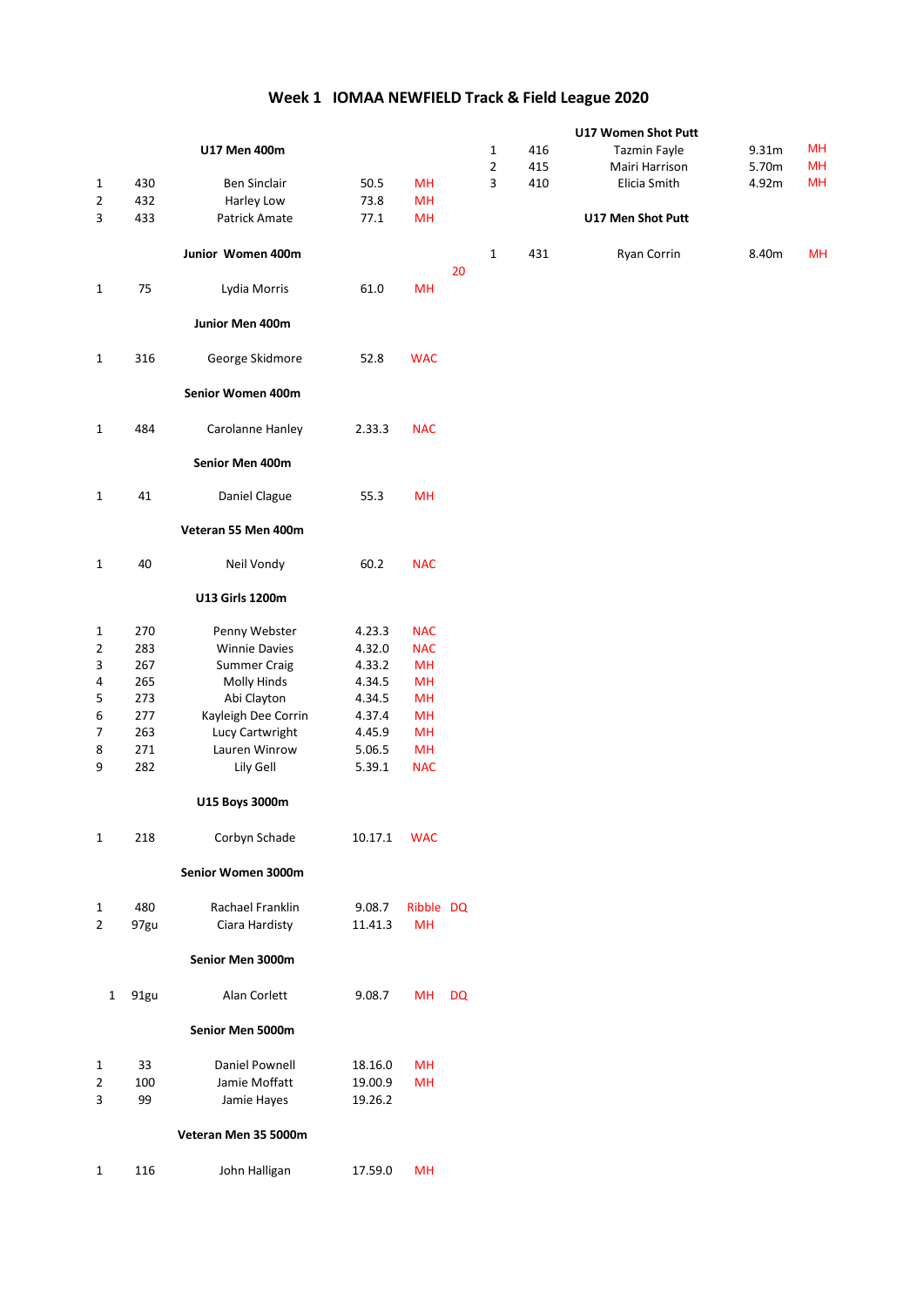# Week 1 IOMAA NEWFIELD Track & Field League 2020

**U17 Men 400m**

| | | | | | |
|---|---|---|---|---|---|
| 1 | 430 | Ben Sinclair | 50.5 | MH | |
| 2 | 432 | Harley Low | 73.8 | MH | |
| 3 | 433 | Patrick Amate | 77.1 | MH | |

**Junior Women 400m**

| | | | | | |
|---|---|---|---|---|---|
| | | | | | 20 |
| 1 | 75 | Lydia Morris | 61.0 | MH | |

**Junior Men 400m**

| | | | | |
|---|---|---|---|---|
| 1 | 316 | George Skidmore | 52.8 | WAC |

**Senior Women 400m**

| | | | | |
|---|---|---|---|---|
| 1 | 484 | Carolanne Hanley | 2.33.3 | NAC |

**Senior Men 400m**

| | | | | |
|---|---|---|---|---|
| 1 | 41 | Daniel Clague | 55.3 | MH |

**Veteran 55 Men 400m**

| | | | | |
|---|---|---|---|---|
| 1 | 40 | Neil Vondy | 60.2 | NAC |

**U13 Girls 1200m**

| | | | | |
|---|---|---|---|---|
| 1 | 270 | Penny Webster | 4.23.3 | NAC |
| 2 | 283 | Winnie Davies | 4.32.0 | NAC |
| 3 | 267 | Summer Craig | 4.33.2 | MH |
| 4 | 265 | Molly Hinds | 4.34.5 | MH |
| 5 | 273 | Abi Clayton | 4.34.5 | MH |
| 6 | 277 | Kayleigh Dee Corrin | 4.37.4 | MH |
| 7 | 263 | Lucy Cartwright | 4.45.9 | MH |
| 8 | 271 | Lauren Winrow | 5.06.5 | MH |
| 9 | 282 | Lily Gell | 5.39.1 | NAC |

**U15 Boys 3000m**

| | | | | |
|---|---|---|---|---|
| 1 | 218 | Corbyn Schade | 10.17.1 | WAC |

**Senior Women 3000m**

| | | | | | |
|---|---|---|---|---|---|
| 1 | 480 | Rachael Franklin | 9.08.7 | Ribble | DQ |
| 2 | 97gu | Ciara Hardisty | 11.41.3 | MH | |

**Senior Men 3000m**

| | | | | | |
|---|---|---|---|---|---|
| 1 | 91gu | Alan Corlett | 9.08.7 | MH | DQ |

**Senior Men 5000m**

| | | | | |
|---|---|---|---|---|
| 1 | 33 | Daniel Pownell | 18.16.0 | MH |
| 2 | 100 | Jamie Moffatt | 19.00.9 | MH |
| 3 | 99 | Jamie Hayes | 19.26.2 | |

**Veteran Men 35 5000m**

| | | | | |
|---|---|---|---|---|
| 1 | 116 | John Halligan | 17.59.0 | MH |

**U17 Women Shot Putt**

| | | | | |
|---|---|---|---|---|
| 1 | 416 | Tazmin Fayle | 9.31m | MH |
| 2 | 415 | Mairi Harrison | 5.70m | MH |
| 3 | 410 | Elicia Smith | 4.92m | MH |

**U17 Men Shot Putt**

| | | | | |
|---|---|---|---|---|
| 1 | 431 | Ryan Corrin | 8.40m | MH |